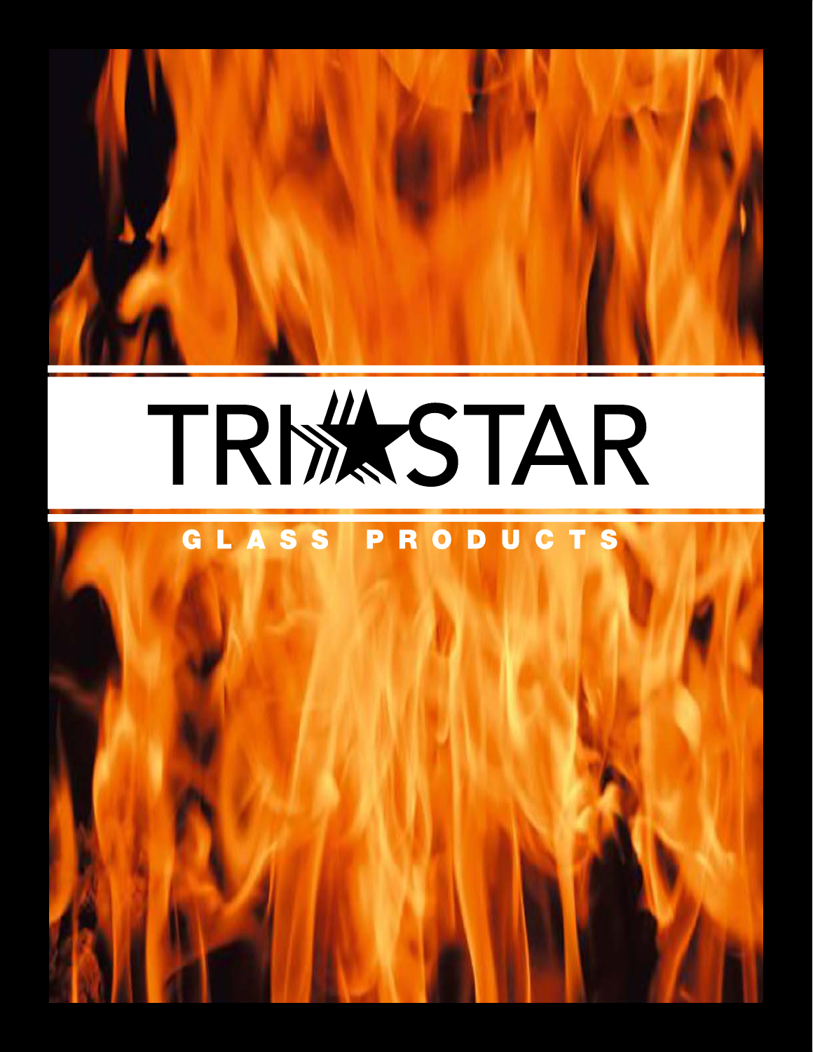# TRI★STAR

GLASS PRODUCTS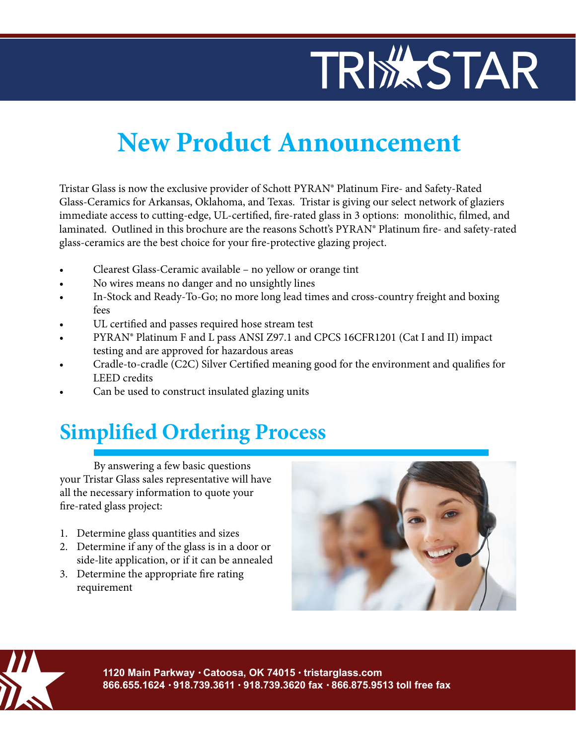TRISTAR

# New Product Announcement

Tristar Glass is now the exclusive provider of Schott PYRAN® Platinum Fire- and Safety-Rated Glass-Ceramics for Arkansas, Oklahoma, and Texas. Tristar is giving our select network of glaziers immediate access to cutting-edge, UL-certified, fire-rated glass in 3 options: monolithic, filmed, and laminated. Outlined in this brochure are the reasons Schott's PYRAN® Platinum fire- and safety-rated glass-ceramics are the best choice for your fire-protective glazing project.

- Clearest Glass-Ceramic available – no yellow or orange tint
- No wires means no danger and no unsightly lines
- In-Stock and Ready-To-Go; no more long lead times and cross-country freight and boxing fees
- UL certified and passes required hose stream test
- PYRAN® Platinum F and L pass ANSI Z97.1 and CPCS 16CFR1201 (Cat I and II) impact testing and are approved for hazardous areas
- Cradle-to-cradle (C2C) Silver Certified meaning good for the environment and qualifies for LEED credits
- Can be used to construct insulated glazing units

## Simplified Ordering Process

By answering a few basic questions your Tristar Glass sales representative will have all the necessary information to quote your fire-rated glass project:

1. Determine glass quantities and sizes
2. Determine if any of the glass is in a door or side-lite application, or if it can be annealed
3. Determine the appropriate fire rating requirement

**1120 Main Parkway · Catoosa, OK 74015 · tristarglass.com**
**866.655.1624 · 918.739.3611 · 918.739.3620 fax · 866.875.9513 toll free fax**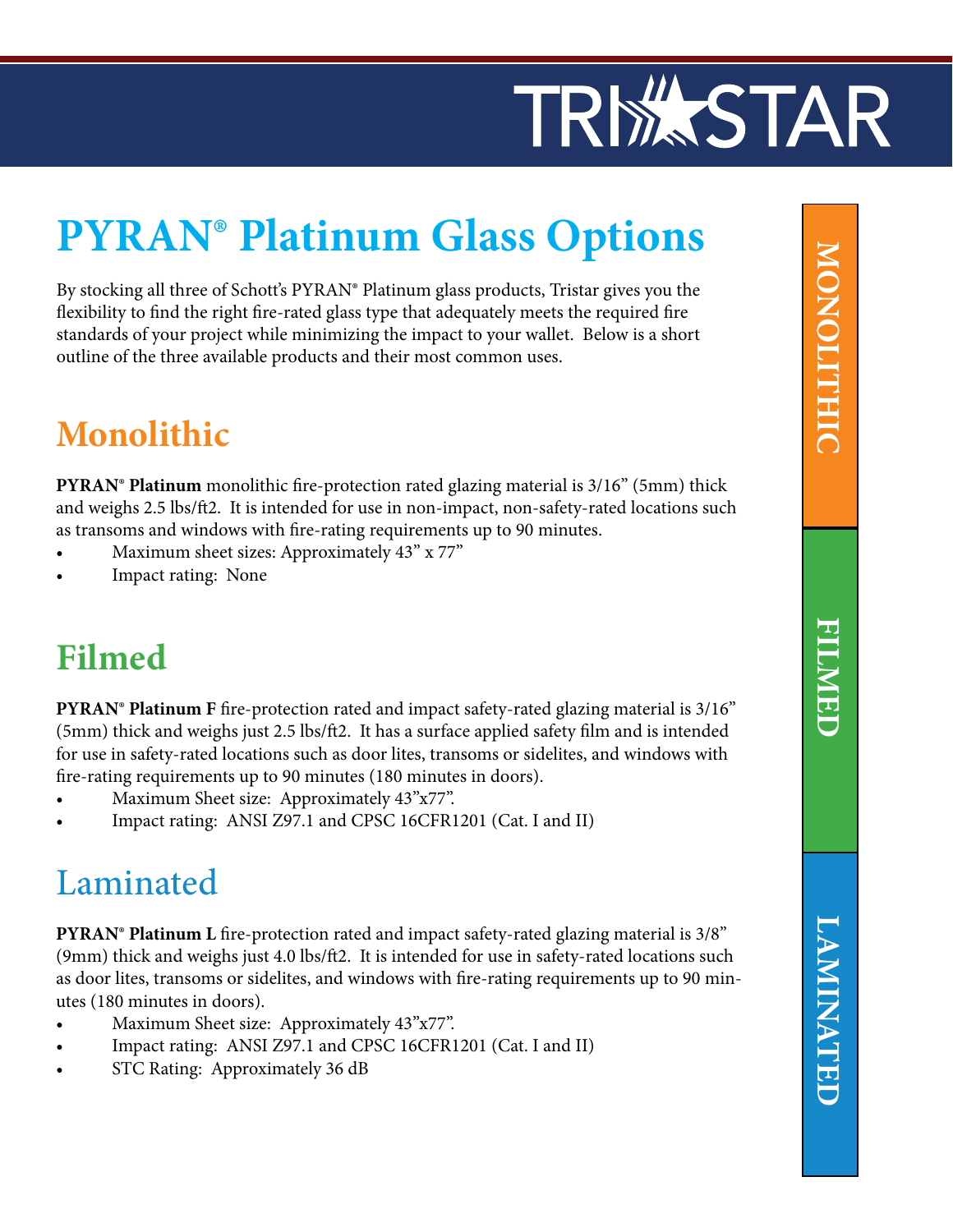# PYRAN® Platinum Glass Options

By stocking all three of Schott's PYRAN® Platinum glass products, Tristar gives you the flexibility to find the right fire-rated glass type that adequately meets the required fire standards of your project while minimizing the impact to your wallet. Below is a short outline of the three available products and their most common uses.

## Monolithic

**PYRAN® Platinum** monolithic fire-protection rated glazing material is 3/16" (5mm) thick and weighs 2.5 lbs/ft2. It is intended for use in non-impact, non-safety-rated locations such as transoms and windows with fire-rating requirements up to 90 minutes.

- Maximum sheet sizes: Approximately 43" x 77"
- Impact rating: None

## Filmed

**PYRAN® Platinum F** fire-protection rated and impact safety-rated glazing material is 3/16" (5mm) thick and weighs just 2.5 lbs/ft2. It has a surface applied safety film and is intended for use in safety-rated locations such as door lites, transoms or sidelites, and windows with fire-rating requirements up to 90 minutes (180 minutes in doors).

- Maximum Sheet size: Approximately 43"x77".
- Impact rating: ANSI Z97.1 and CPSC 16CFR1201 (Cat. I and II)

## Laminated

**PYRAN® Platinum L** fire-protection rated and impact safety-rated glazing material is 3/8" (9mm) thick and weighs just 4.0 lbs/ft2. It is intended for use in safety-rated locations such as door lites, transoms or sidelites, and windows with fire-rating requirements up to 90 minutes (180 minutes in doors).

- Maximum Sheet size: Approximately 43"x77".
- Impact rating: ANSI Z97.1 and CPSC 16CFR1201 (Cat. I and II)
- STC Rating: Approximately 36 dB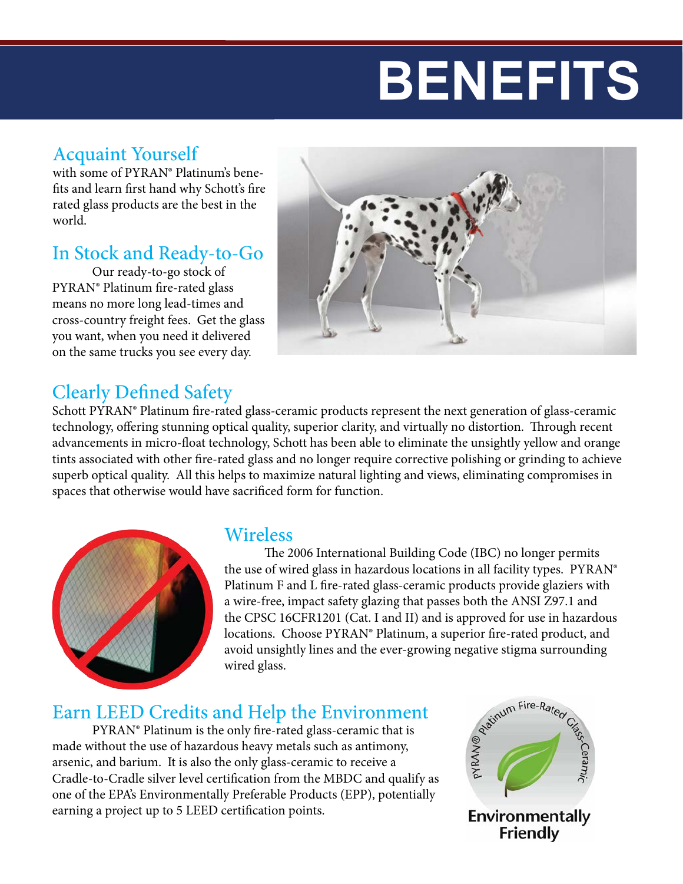# BENEFITS

## Acquaint Yourself

with some of PYRAN® Platinum's benefits and learn first hand why Schott's fire rated glass products are the best in the world.

## In Stock and Ready-to-Go

Our ready-to-go stock of PYRAN® Platinum fire-rated glass means no more long lead-times and cross-country freight fees. Get the glass you want, when you need it delivered on the same trucks you see every day.

## Clearly Defined Safety

Schott PYRAN® Platinum fire-rated glass-ceramic products represent the next generation of glass-ceramic technology, offering stunning optical quality, superior clarity, and virtually no distortion. Through recent advancements in micro-float technology, Schott has been able to eliminate the unsightly yellow and orange tints associated with other fire-rated glass and no longer require corrective polishing or grinding to achieve superb optical quality. All this helps to maximize natural lighting and views, eliminating compromises in spaces that otherwise would have sacrificed form for function.

## Wireless

The 2006 International Building Code (IBC) no longer permits the use of wired glass in hazardous locations in all facility types. PYRAN® Platinum F and L fire-rated glass-ceramic products provide glaziers with a wire-free, impact safety glazing that passes both the ANSI Z97.1 and the CPSC 16CFR1201 (Cat. I and II) and is approved for use in hazardous locations. Choose PYRAN® Platinum, a superior fire-rated product, and avoid unsightly lines and the ever-growing negative stigma surrounding wired glass.

## Earn LEED Credits and Help the Environment

PYRAN® Platinum is the only fire-rated glass-ceramic that is made without the use of hazardous heavy metals such as antimony, arsenic, and barium. It is also the only glass-ceramic to receive a Cradle-to-Cradle silver level certification from the MBDC and qualify as one of the EPA's Environmentally Preferable Products (EPP), potentially earning a project up to 5 LEED certification points.

PYRAN® Platinum Fire-Rated Glass-Ceramic

Environmentally Friendly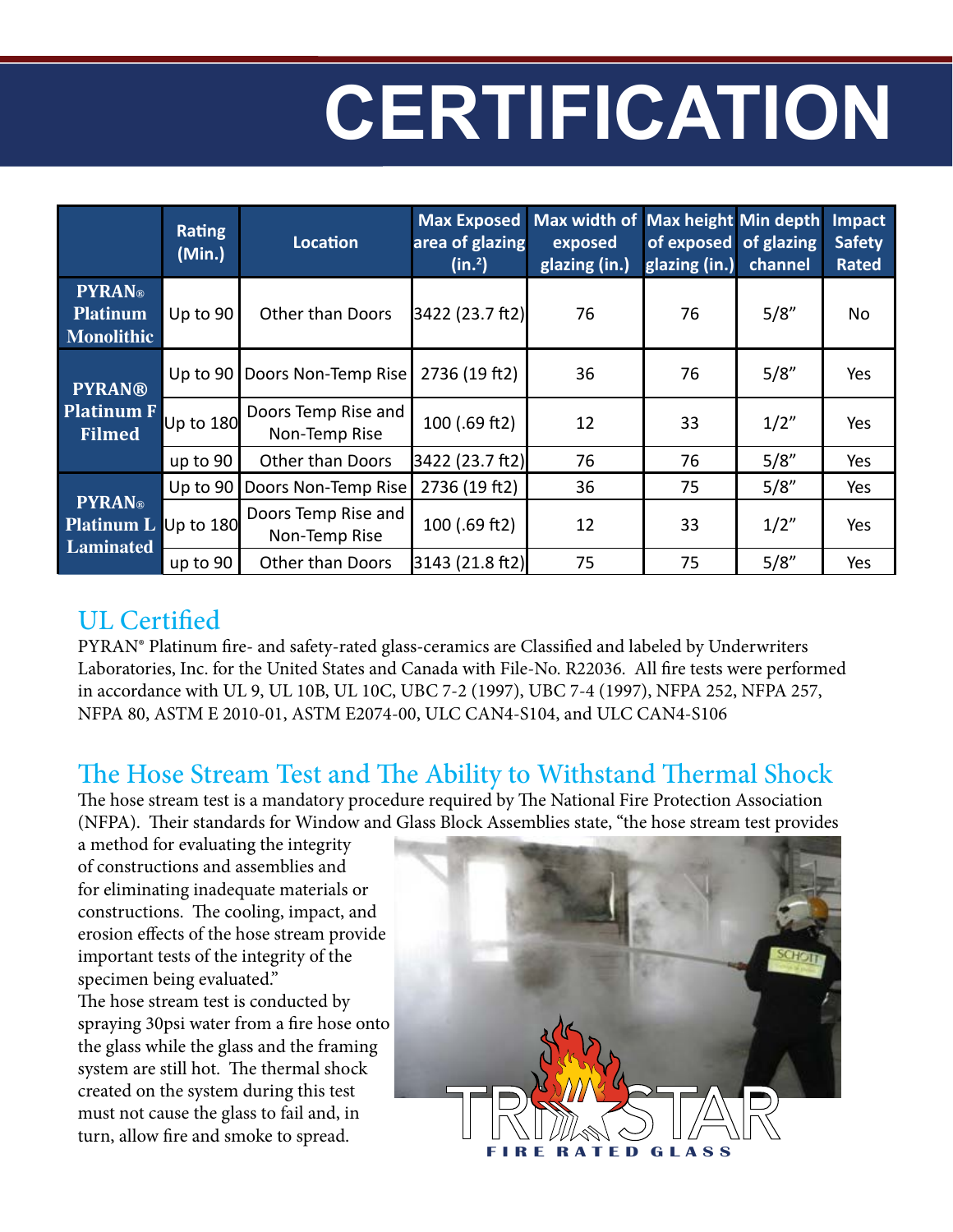# CERTIFICATION

| | Rating (Min.) | Location | Max Exposed area of glazing (in.$^2$) | Max width of exposed glazing (in.) | Max height of exposed glazing (in.) | Min depth of glazing channel | Impact Safety Rated |
|---|---|---|---|---|---|---|---|
| PYRAN® Platinum Monolithic | Up to 90 | Other than Doors | 3422 (23.7 ft2) | 76 | 76 | 5/8" | No |
| PYRAN® Platinum F Filmed | Up to 90 | Doors Non-Temp Rise | 2736 (19 ft2) | 36 | 76 | 5/8" | Yes |
| | Up to 180 | Doors Temp Rise and Non-Temp Rise | 100 (.69 ft2) | 12 | 33 | 1/2" | Yes |
| | up to 90 | Other than Doors | 3422 (23.7 ft2) | 76 | 76 | 5/8" | Yes |
| PYRAN® Platinum L Laminated | Up to 90 | Doors Non-Temp Rise | 2736 (19 ft2) | 36 | 75 | 5/8" | Yes |
| | Up to 180 | Doors Temp Rise and Non-Temp Rise | 100 (.69 ft2) | 12 | 33 | 1/2" | Yes |
| | up to 90 | Other than Doors | 3143 (21.8 ft2) | 75 | 75 | 5/8" | Yes |

## UL Certified

PYRAN® Platinum fire- and safety-rated glass-ceramics are Classified and labeled by Underwriters Laboratories, Inc. for the United States and Canada with File-No. R22036. All fire tests were performed in accordance with UL 9, UL 10B, UL 10C, UBC 7-2 (1997), UBC 7-4 (1997), NFPA 252, NFPA 257, NFPA 80, ASTM E 2010-01, ASTM E2074-00, ULC CAN4-S104, and ULC CAN4-S106

## The Hose Stream Test and The Ability to Withstand Thermal Shock

The hose stream test is a mandatory procedure required by The National Fire Protection Association (NFPA). Their standards for Window and Glass Block Assemblies state, "the hose stream test provides a method for evaluating the integrity of constructions and assemblies and for eliminating inadequate materials or constructions. The cooling, impact, and erosion effects of the hose stream provide important tests of the integrity of the specimen being evaluated."

The hose stream test is conducted by spraying 30psi water from a fire hose onto the glass while the glass and the framing system are still hot. The thermal shock created on the system during this test must not cause the glass to fail and, in turn, allow fire and smoke to spread.

TRISTAR
FIRE RATED GLASS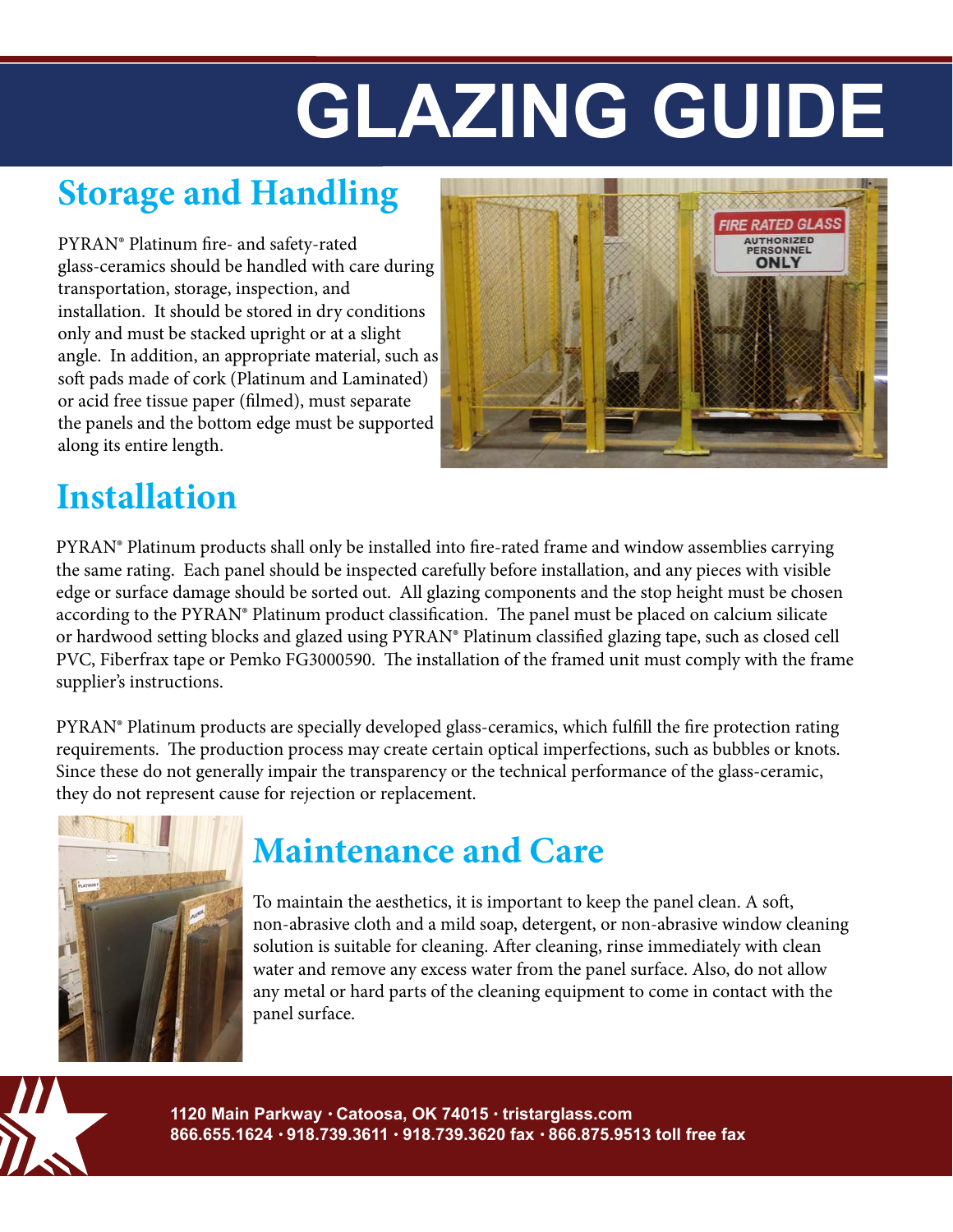# GLAZING GUIDE

## Storage and Handling

PYRAN® Platinum fire- and safety-rated glass-ceramics should be handled with care during transportation, storage, inspection, and installation. It should be stored in dry conditions only and must be stacked upright or at a slight angle. In addition, an appropriate material, such as soft pads made of cork (Platinum and Laminated) or acid free tissue paper (filmed), must separate the panels and the bottom edge must be supported along its entire length.

## Installation

PYRAN® Platinum products shall only be installed into fire-rated frame and window assemblies carrying the same rating. Each panel should be inspected carefully before installation, and any pieces with visible edge or surface damage should be sorted out. All glazing components and the stop height must be chosen according to the PYRAN® Platinum product classification. The panel must be placed on calcium silicate or hardwood setting blocks and glazed using PYRAN® Platinum classified glazing tape, such as closed cell PVC, Fiberfrax tape or Pemko FG3000590. The installation of the framed unit must comply with the frame supplier's instructions.

PYRAN® Platinum products are specially developed glass-ceramics, which fulfill the fire protection rating requirements. The production process may create certain optical imperfections, such as bubbles or knots. Since these do not generally impair the transparency or the technical performance of the glass-ceramic, they do not represent cause for rejection or replacement.

## Maintenance and Care

To maintain the aesthetics, it is important to keep the panel clean. A soft, non-abrasive cloth and a mild soap, detergent, or non-abrasive window cleaning solution is suitable for cleaning. After cleaning, rinse immediately with clean water and remove any excess water from the panel surface. Also, do not allow any metal or hard parts of the cleaning equipment to come in contact with the panel surface.

**1120 Main Parkway · Catoosa, OK 74015 · tristarglass.com**
**866.655.1624 · 918.739.3611 · 918.739.3620 fax · 866.875.9513 toll free fax**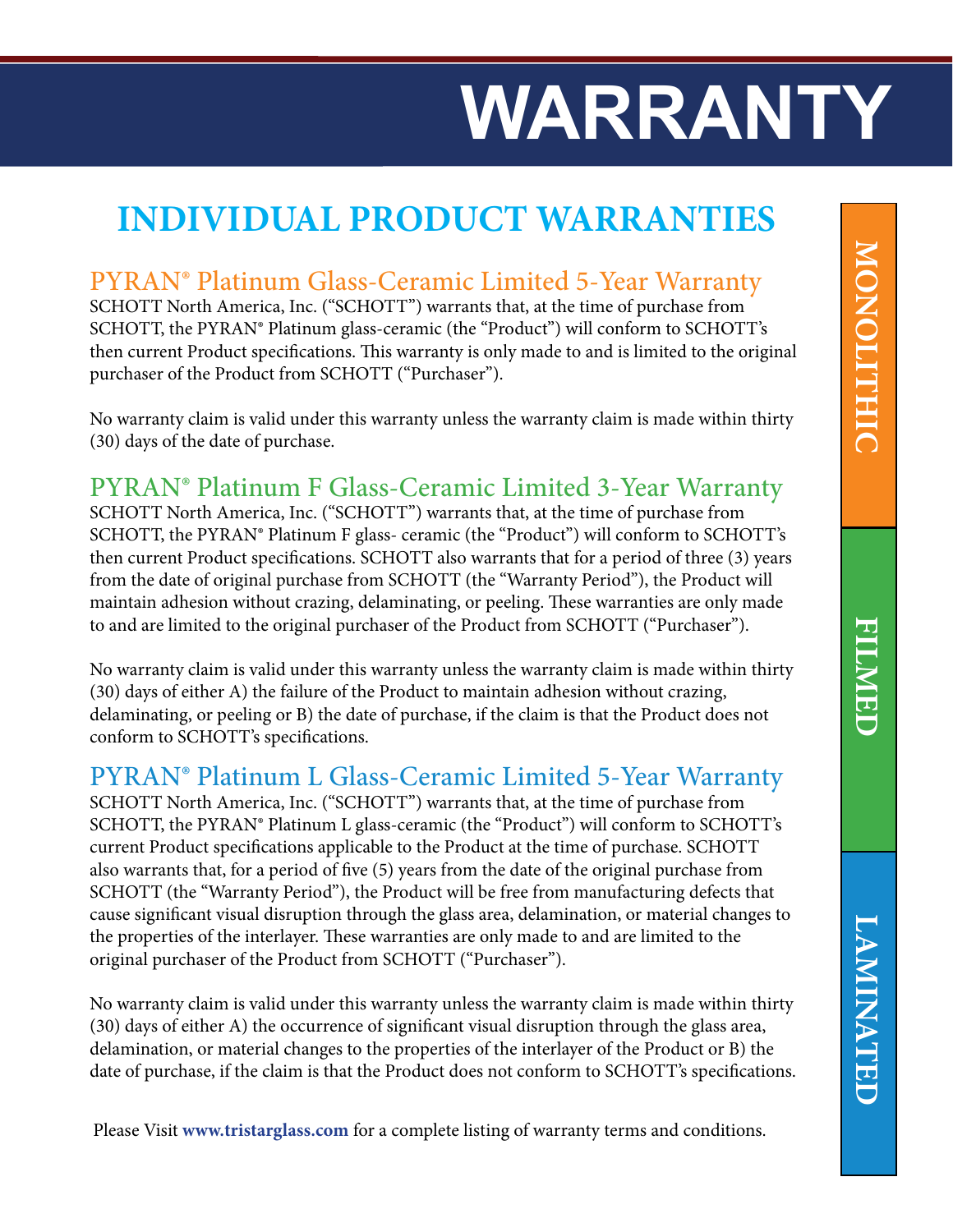# WARRANTY

## INDIVIDUAL PRODUCT WARRANTIES

### PYRAN® Platinum Glass-Ceramic Limited 5-Year Warranty

SCHOTT North America, Inc. ("SCHOTT") warrants that, at the time of purchase from SCHOTT, the PYRAN® Platinum glass-ceramic (the "Product") will conform to SCHOTT's then current Product specifications. This warranty is only made to and is limited to the original purchaser of the Product from SCHOTT ("Purchaser").

No warranty claim is valid under this warranty unless the warranty claim is made within thirty (30) days of the date of purchase.

### PYRAN® Platinum F Glass-Ceramic Limited 3-Year Warranty

SCHOTT North America, Inc. ("SCHOTT") warrants that, at the time of purchase from SCHOTT, the PYRAN® Platinum F glass- ceramic (the "Product") will conform to SCHOTT's then current Product specifications. SCHOTT also warrants that for a period of three (3) years from the date of original purchase from SCHOTT (the "Warranty Period"), the Product will maintain adhesion without crazing, delaminating, or peeling. These warranties are only made to and are limited to the original purchaser of the Product from SCHOTT ("Purchaser").

No warranty claim is valid under this warranty unless the warranty claim is made within thirty (30) days of either A) the failure of the Product to maintain adhesion without crazing, delaminating, or peeling or B) the date of purchase, if the claim is that the Product does not conform to SCHOTT's specifications.

### PYRAN® Platinum L Glass-Ceramic Limited 5-Year Warranty

SCHOTT North America, Inc. ("SCHOTT") warrants that, at the time of purchase from SCHOTT, the PYRAN® Platinum L glass-ceramic (the "Product") will conform to SCHOTT's current Product specifications applicable to the Product at the time of purchase. SCHOTT also warrants that, for a period of five (5) years from the date of the original purchase from SCHOTT (the "Warranty Period"), the Product will be free from manufacturing defects that cause significant visual disruption through the glass area, delamination, or material changes to the properties of the interlayer. These warranties are only made to and are limited to the original purchaser of the Product from SCHOTT ("Purchaser").

No warranty claim is valid under this warranty unless the warranty claim is made within thirty (30) days of either A) the occurrence of significant visual disruption through the glass area, delamination, or material changes to the properties of the interlayer of the Product or B) the date of purchase, if the claim is that the Product does not conform to SCHOTT's specifications.

Please Visit **www.tristarglass.com** for a complete listing of warranty terms and conditions.

MONOLITHIC

FILMED

LAMINATED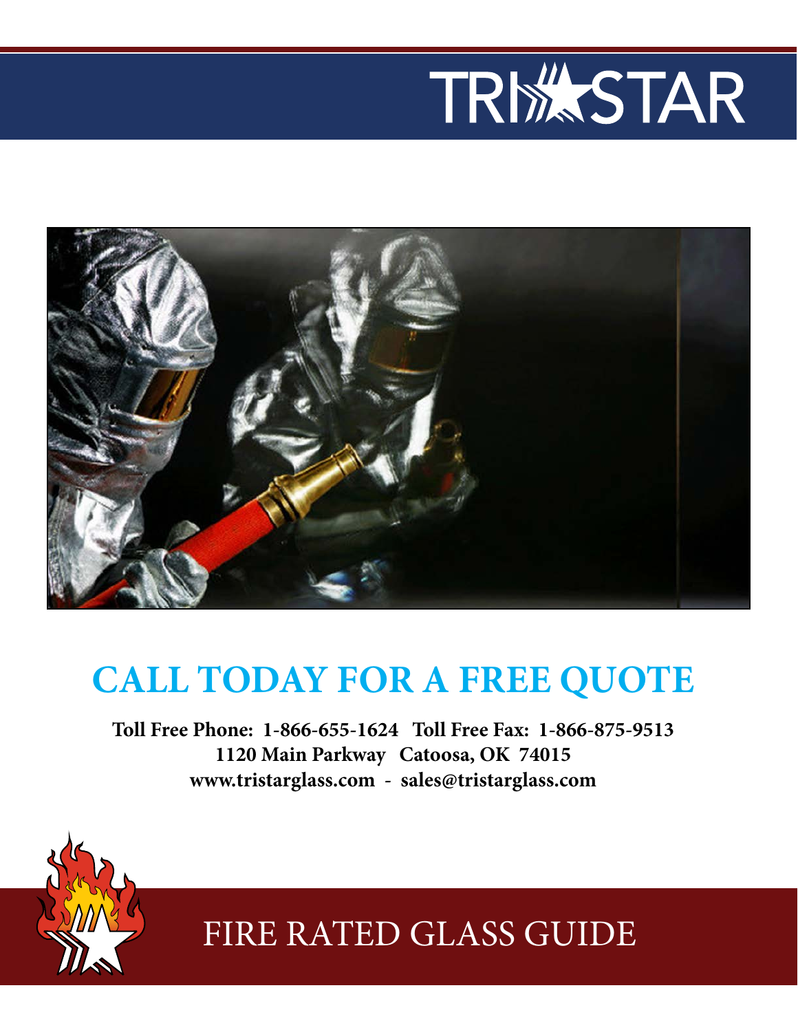TRI★STAR

# CALL TODAY FOR A FREE QUOTE

**Toll Free Phone: 1-866-655-1624 Toll Free Fax: 1-866-875-9513**
**1120 Main Parkway Catoosa, OK 74015**
**www.tristarglass.com - sales@tristarglass.com**

FIRE RATED GLASS GUIDE